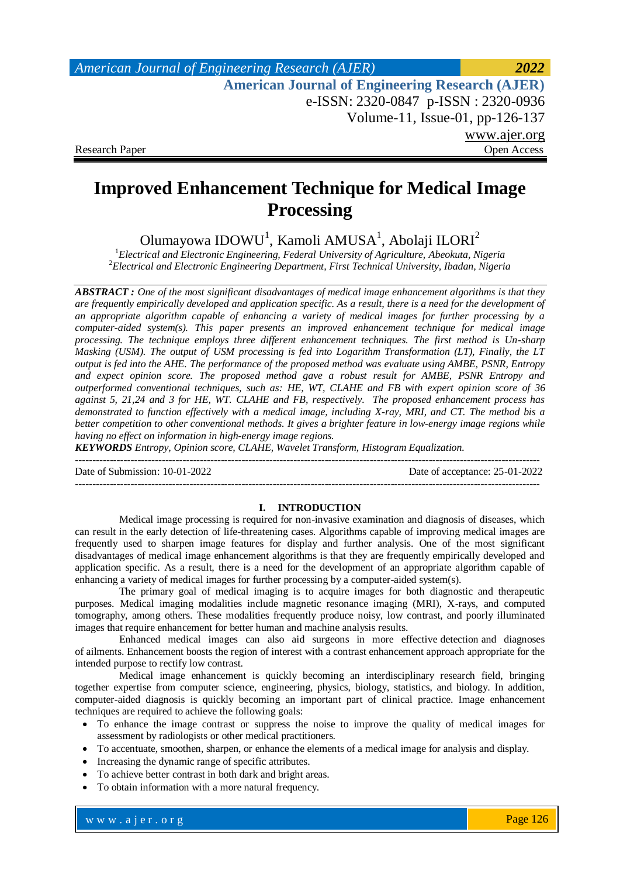Research Paper | Open Access

# Improved Enhancement Technique for Medical Image Processing

Olumayowa IDOWU[1], Kamoli AMUSA[1], Abolaji ILORI[2]

[1]*Electrical and Electronic Engineering, Federal University of Agriculture, Abeokuta, Nigeria*
[2]*Electrical and Electronic Engineering Department, First Technical University, Ibadan, Nigeria*

***ABSTRACT :*** *One of the most significant disadvantages of medical image enhancement algorithms is that they are frequently empirically developed and application specific. As a result, there is a need for the development of an appropriate algorithm capable of enhancing a variety of medical images for further processing by a computer-aided system(s). This paper presents an improved enhancement technique for medical image processing. The technique employs three different enhancement techniques. The first method is Un-sharp Masking (USM). The output of USM processing is fed into Logarithm Transformation (LT), Finally, the LT output is fed into the AHE. The performance of the proposed method was evaluate using AMBE, PSNR, Entropy and expect opinion score. The proposed method gave a robust result for AMBE, PSNR Entropy and outperformed conventional techniques, such as: HE, WT, CLAHE and FB with expert opinion score of 36 against 5, 21,24 and 3 for HE, WT. CLAHE and FB, respectively. The proposed enhancement process has demonstrated to function effectively with a medical image, including X-ray, MRI, and CT. The method bis a better competition to other conventional methods. It gives a brighter feature in low-energy image regions while having no effect on information in high-energy image regions.*

***KEYWORDS*** *Entropy, Opinion score, CLAHE, Wavelet Transform, Histogram Equalization.*

---

Date of Submission: 10-01-2022 | Date of acceptance: 25-01-2022

---

## I. INTRODUCTION

Medical image processing is required for non-invasive examination and diagnosis of diseases, which can result in the early detection of life-threatening cases. Algorithms capable of improving medical images are frequently used to sharpen image features for display and further analysis. One of the most significant disadvantages of medical image enhancement algorithms is that they are frequently empirically developed and application specific. As a result, there is a need for the development of an appropriate algorithm capable of enhancing a variety of medical images for further processing by a computer-aided system(s).

The primary goal of medical imaging is to acquire images for both diagnostic and therapeutic purposes. Medical imaging modalities include magnetic resonance imaging (MRI), X-rays, and computed tomography, among others. These modalities frequently produce noisy, low contrast, and poorly illuminated images that require enhancement for better human and machine analysis results.

Enhanced medical images can also aid surgeons in more effective detection and diagnoses of ailments. Enhancement boosts the region of interest with a contrast enhancement approach appropriate for the intended purpose to rectify low contrast.

Medical image enhancement is quickly becoming an interdisciplinary research field, bringing together expertise from computer science, engineering, physics, biology, statistics, and biology. In addition, computer-aided diagnosis is quickly becoming an important part of clinical practice. Image enhancement techniques are required to achieve the following goals:

- To enhance the image contrast or suppress the noise to improve the quality of medical images for assessment by radiologists or other medical practitioners.
- To accentuate, smoothen, sharpen, or enhance the elements of a medical image for analysis and display.
- Increasing the dynamic range of specific attributes.
- To achieve better contrast in both dark and bright areas.
- To obtain information with a more natural frequency.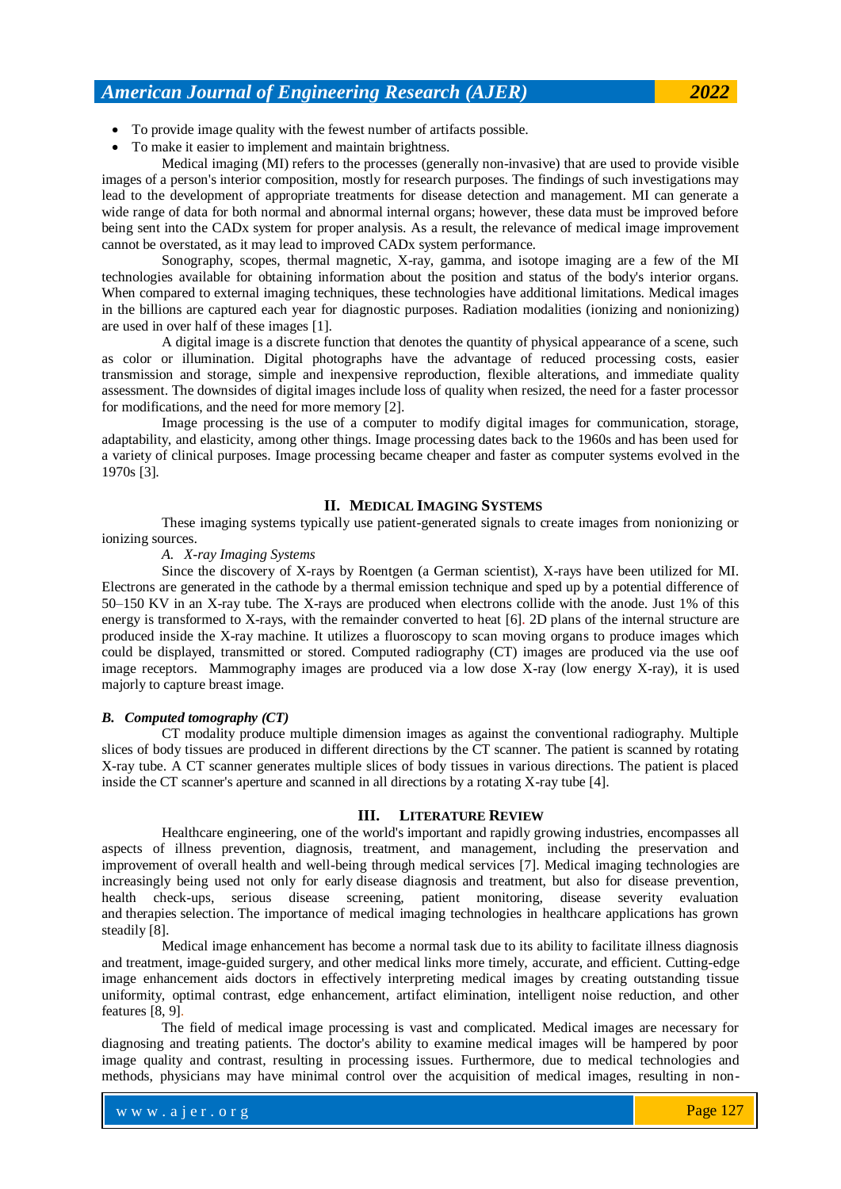- To provide image quality with the fewest number of artifacts possible.
- To make it easier to implement and maintain brightness.

Medical imaging (MI) refers to the processes (generally non-invasive) that are used to provide visible images of a person's interior composition, mostly for research purposes. The findings of such investigations may lead to the development of appropriate treatments for disease detection and management. MI can generate a wide range of data for both normal and abnormal internal organs; however, these data must be improved before being sent into the CADx system for proper analysis. As a result, the relevance of medical image improvement cannot be overstated, as it may lead to improved CADx system performance.

Sonography, scopes, thermal magnetic, X-ray, gamma, and isotope imaging are a few of the MI technologies available for obtaining information about the position and status of the body's interior organs. When compared to external imaging techniques, these technologies have additional limitations. Medical images in the billions are captured each year for diagnostic purposes. Radiation modalities (ionizing and nonionizing) are used in over half of these images [1].

A digital image is a discrete function that denotes the quantity of physical appearance of a scene, such as color or illumination. Digital photographs have the advantage of reduced processing costs, easier transmission and storage, simple and inexpensive reproduction, flexible alterations, and immediate quality assessment. The downsides of digital images include loss of quality when resized, the need for a faster processor for modifications, and the need for more memory [2].

Image processing is the use of a computer to modify digital images for communication, storage, adaptability, and elasticity, among other things. Image processing dates back to the 1960s and has been used for a variety of clinical purposes. Image processing became cheaper and faster as computer systems evolved in the 1970s [3].

## II. Medical Imaging Systems

These imaging systems typically use patient-generated signals to create images from nonionizing or ionizing sources.

*A. X-ray Imaging Systems*

Since the discovery of X-rays by Roentgen (a German scientist), X-rays have been utilized for MI. Electrons are generated in the cathode by a thermal emission technique and sped up by a potential difference of 50–150 KV in an X-ray tube. The X-rays are produced when electrons collide with the anode. Just 1% of this energy is transformed to X-rays, with the remainder converted to heat [6]. 2D plans of the internal structure are produced inside the X-ray machine. It utilizes a fluoroscopy to scan moving organs to produce images which could be displayed, transmitted or stored. Computed radiography (CT) images are produced via the use oof image receptors. Mammography images are produced via a low dose X-ray (low energy X-ray), it is used majorly to capture breast image.

### *B. Computed tomography (CT)*

CT modality produce multiple dimension images as against the conventional radiography. Multiple slices of body tissues are produced in different directions by the CT scanner. The patient is scanned by rotating X-ray tube. A CT scanner generates multiple slices of body tissues in various directions. The patient is placed inside the CT scanner's aperture and scanned in all directions by a rotating X-ray tube [4].

## III. Literature Review

Healthcare engineering, one of the world's important and rapidly growing industries, encompasses all aspects of illness prevention, diagnosis, treatment, and management, including the preservation and improvement of overall health and well-being through medical services [7]. Medical imaging technologies are increasingly being used not only for early disease diagnosis and treatment, but also for disease prevention, health check-ups, serious disease screening, patient monitoring, disease severity evaluation and therapies selection. The importance of medical imaging technologies in healthcare applications has grown steadily [8].

Medical image enhancement has become a normal task due to its ability to facilitate illness diagnosis and treatment, image-guided surgery, and other medical links more timely, accurate, and efficient. Cutting-edge image enhancement aids doctors in effectively interpreting medical images by creating outstanding tissue uniformity, optimal contrast, edge enhancement, artifact elimination, intelligent noise reduction, and other features [8, 9].

The field of medical image processing is vast and complicated. Medical images are necessary for diagnosing and treating patients. The doctor's ability to examine medical images will be hampered by poor image quality and contrast, resulting in processing issues. Furthermore, due to medical technologies and methods, physicians may have minimal control over the acquisition of medical images, resulting in non-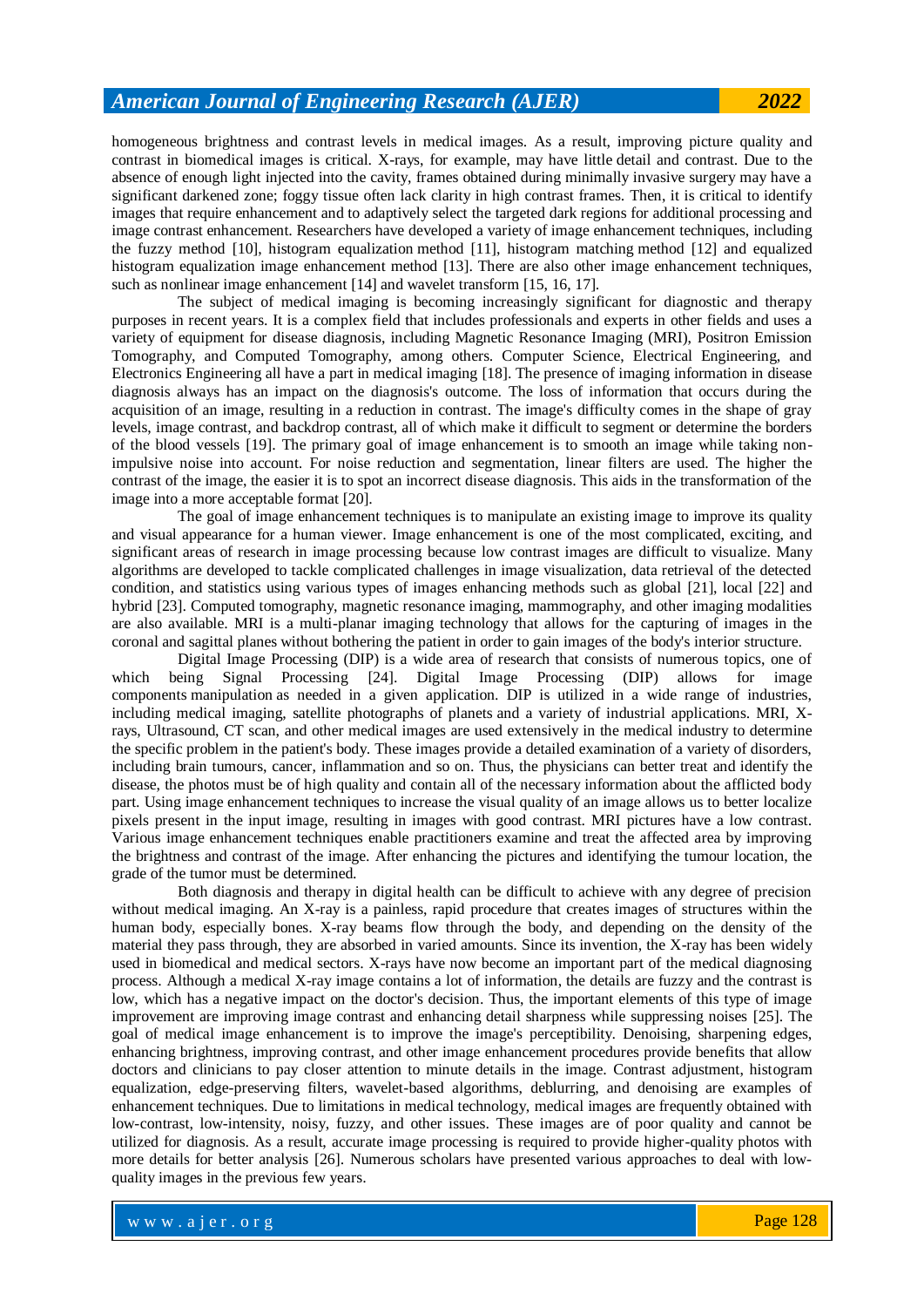homogeneous brightness and contrast levels in medical images. As a result, improving picture quality and contrast in biomedical images is critical. X-rays, for example, may have little detail and contrast. Due to the absence of enough light injected into the cavity, frames obtained during minimally invasive surgery may have a significant darkened zone; foggy tissue often lack clarity in high contrast frames. Then, it is critical to identify images that require enhancement and to adaptively select the targeted dark regions for additional processing and image contrast enhancement. Researchers have developed a variety of image enhancement techniques, including the fuzzy method [10], histogram equalization method [11], histogram matching method [12] and equalized histogram equalization image enhancement method [13]. There are also other image enhancement techniques, such as nonlinear image enhancement [14] and wavelet transform [15, 16, 17].

The subject of medical imaging is becoming increasingly significant for diagnostic and therapy purposes in recent years. It is a complex field that includes professionals and experts in other fields and uses a variety of equipment for disease diagnosis, including Magnetic Resonance Imaging (MRI), Positron Emission Tomography, and Computed Tomography, among others. Computer Science, Electrical Engineering, and Electronics Engineering all have a part in medical imaging [18]. The presence of imaging information in disease diagnosis always has an impact on the diagnosis's outcome. The loss of information that occurs during the acquisition of an image, resulting in a reduction in contrast. The image's difficulty comes in the shape of gray levels, image contrast, and backdrop contrast, all of which make it difficult to segment or determine the borders of the blood vessels [19]. The primary goal of image enhancement is to smooth an image while taking non-impulsive noise into account. For noise reduction and segmentation, linear filters are used. The higher the contrast of the image, the easier it is to spot an incorrect disease diagnosis. This aids in the transformation of the image into a more acceptable format [20].

The goal of image enhancement techniques is to manipulate an existing image to improve its quality and visual appearance for a human viewer. Image enhancement is one of the most complicated, exciting, and significant areas of research in image processing because low contrast images are difficult to visualize. Many algorithms are developed to tackle complicated challenges in image visualization, data retrieval of the detected condition, and statistics using various types of images enhancing methods such as global [21], local [22] and hybrid [23]. Computed tomography, magnetic resonance imaging, mammography, and other imaging modalities are also available. MRI is a multi-planar imaging technology that allows for the capturing of images in the coronal and sagittal planes without bothering the patient in order to gain images of the body's interior structure.

Digital Image Processing (DIP) is a wide area of research that consists of numerous topics, one of which being Signal Processing [24]. Digital Image Processing (DIP) allows for image components manipulation as needed in a given application. DIP is utilized in a wide range of industries, including medical imaging, satellite photographs of planets and a variety of industrial applications. MRI, X-rays, Ultrasound, CT scan, and other medical images are used extensively in the medical industry to determine the specific problem in the patient's body. These images provide a detailed examination of a variety of disorders, including brain tumours, cancer, inflammation and so on. Thus, the physicians can better treat and identify the disease, the photos must be of high quality and contain all of the necessary information about the afflicted body part. Using image enhancement techniques to increase the visual quality of an image allows us to better localize pixels present in the input image, resulting in images with good contrast. MRI pictures have a low contrast. Various image enhancement techniques enable practitioners examine and treat the affected area by improving the brightness and contrast of the image. After enhancing the pictures and identifying the tumour location, the grade of the tumor must be determined.

Both diagnosis and therapy in digital health can be difficult to achieve with any degree of precision without medical imaging. An X-ray is a painless, rapid procedure that creates images of structures within the human body, especially bones. X-ray beams flow through the body, and depending on the density of the material they pass through, they are absorbed in varied amounts. Since its invention, the X-ray has been widely used in biomedical and medical sectors. X-rays have now become an important part of the medical diagnosing process. Although a medical X-ray image contains a lot of information, the details are fuzzy and the contrast is low, which has a negative impact on the doctor's decision. Thus, the important elements of this type of image improvement are improving image contrast and enhancing detail sharpness while suppressing noises [25]. The goal of medical image enhancement is to improve the image's perceptibility. Denoising, sharpening edges, enhancing brightness, improving contrast, and other image enhancement procedures provide benefits that allow doctors and clinicians to pay closer attention to minute details in the image. Contrast adjustment, histogram equalization, edge-preserving filters, wavelet-based algorithms, deblurring, and denoising are examples of enhancement techniques. Due to limitations in medical technology, medical images are frequently obtained with low-contrast, low-intensity, noisy, fuzzy, and other issues. These images are of poor quality and cannot be utilized for diagnosis. As a result, accurate image processing is required to provide higher-quality photos with more details for better analysis [26]. Numerous scholars have presented various approaches to deal with low-quality images in the previous few years.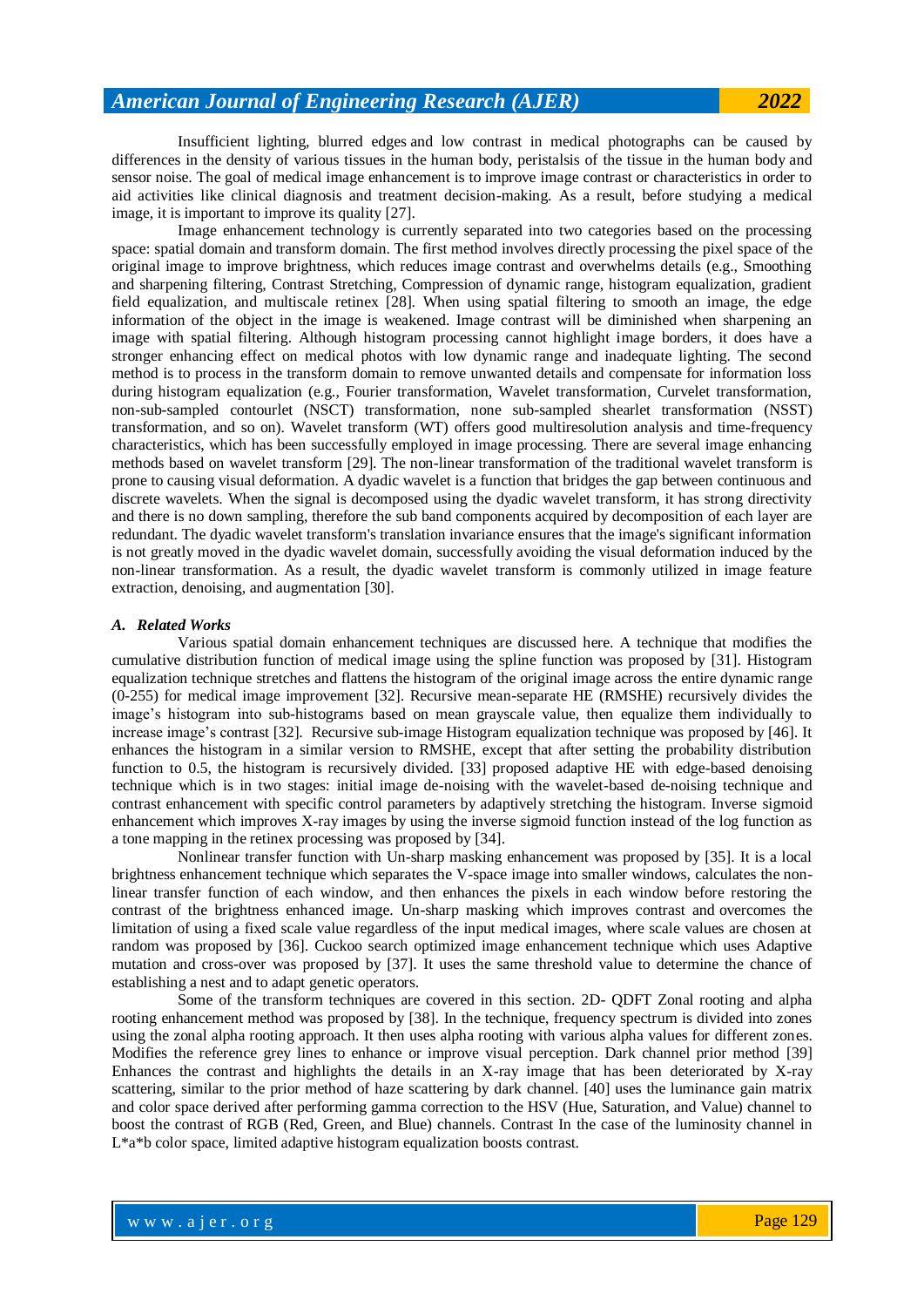Insufficient lighting, blurred edges and low contrast in medical photographs can be caused by differences in the density of various tissues in the human body, peristalsis of the tissue in the human body and sensor noise. The goal of medical image enhancement is to improve image contrast or characteristics in order to aid activities like clinical diagnosis and treatment decision-making. As a result, before studying a medical image, it is important to improve its quality [27].

Image enhancement technology is currently separated into two categories based on the processing space: spatial domain and transform domain. The first method involves directly processing the pixel space of the original image to improve brightness, which reduces image contrast and overwhelms details (e.g., Smoothing and sharpening filtering, Contrast Stretching, Compression of dynamic range, histogram equalization, gradient field equalization, and multiscale retinex [28]. When using spatial filtering to smooth an image, the edge information of the object in the image is weakened. Image contrast will be diminished when sharpening an image with spatial filtering. Although histogram processing cannot highlight image borders, it does have a stronger enhancing effect on medical photos with low dynamic range and inadequate lighting. The second method is to process in the transform domain to remove unwanted details and compensate for information loss during histogram equalization (e.g., Fourier transformation, Wavelet transformation, Curvelet transformation, non-sub-sampled contourlet (NSCT) transformation, none sub-sampled shearlet transformation (NSST) transformation, and so on). Wavelet transform (WT) offers good multiresolution analysis and time-frequency characteristics, which has been successfully employed in image processing. There are several image enhancing methods based on wavelet transform [29]. The non-linear transformation of the traditional wavelet transform is prone to causing visual deformation. A dyadic wavelet is a function that bridges the gap between continuous and discrete wavelets. When the signal is decomposed using the dyadic wavelet transform, it has strong directivity and there is no down sampling, therefore the sub band components acquired by decomposition of each layer are redundant. The dyadic wavelet transform's translation invariance ensures that the image's significant information is not greatly moved in the dyadic wavelet domain, successfully avoiding the visual deformation induced by the non-linear transformation. As a result, the dyadic wavelet transform is commonly utilized in image feature extraction, denoising, and augmentation [30].

### *A. Related Works*

Various spatial domain enhancement techniques are discussed here. A technique that modifies the cumulative distribution function of medical image using the spline function was proposed by [31]. Histogram equalization technique stretches and flattens the histogram of the original image across the entire dynamic range (0-255) for medical image improvement [32]. Recursive mean-separate HE (RMSHE) recursively divides the image's histogram into sub-histograms based on mean grayscale value, then equalize them individually to increase image's contrast [32]. Recursive sub-image Histogram equalization technique was proposed by [46]. It enhances the histogram in a similar version to RMSHE, except that after setting the probability distribution function to 0.5, the histogram is recursively divided. [33] proposed adaptive HE with edge-based denoising technique which is in two stages: initial image de-noising with the wavelet-based de-noising technique and contrast enhancement with specific control parameters by adaptively stretching the histogram. Inverse sigmoid enhancement which improves X-ray images by using the inverse sigmoid function instead of the log function as a tone mapping in the retinex processing was proposed by [34].

Nonlinear transfer function with Un-sharp masking enhancement was proposed by [35]. It is a local brightness enhancement technique which separates the V-space image into smaller windows, calculates the non-linear transfer function of each window, and then enhances the pixels in each window before restoring the contrast of the brightness enhanced image. Un-sharp masking which improves contrast and overcomes the limitation of using a fixed scale value regardless of the input medical images, where scale values are chosen at random was proposed by [36]. Cuckoo search optimized image enhancement technique which uses Adaptive mutation and cross-over was proposed by [37]. It uses the same threshold value to determine the chance of establishing a nest and to adapt genetic operators.

Some of the transform techniques are covered in this section. 2D- QDFT Zonal rooting and alpha rooting enhancement method was proposed by [38]. In the technique, frequency spectrum is divided into zones using the zonal alpha rooting approach. It then uses alpha rooting with various alpha values for different zones. Modifies the reference grey lines to enhance or improve visual perception. Dark channel prior method [39] Enhances the contrast and highlights the details in an X-ray image that has been deteriorated by X-ray scattering, similar to the prior method of haze scattering by dark channel. [40] uses the luminance gain matrix and color space derived after performing gamma correction to the HSV (Hue, Saturation, and Value) channel to boost the contrast of RGB (Red, Green, and Blue) channels. Contrast In the case of the luminosity channel in L*a*b color space, limited adaptive histogram equalization boosts contrast.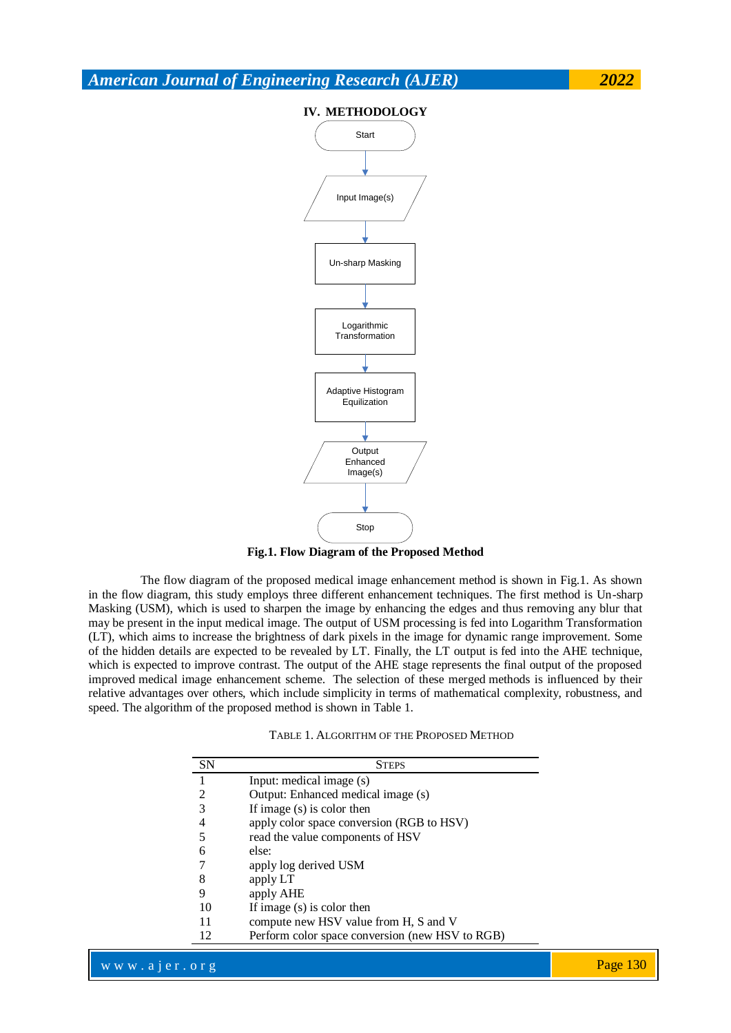## IV. METHODOLOGY

Start

Input Image(s)

Un-sharp Masking

Logarithmic Transformation

Adaptive Histogram Equilization

Output Enhanced Image(s)

Stop

**Fig.1. Flow Diagram of the Proposed Method**

The flow diagram of the proposed medical image enhancement method is shown in Fig.1. As shown in the flow diagram, this study employs three different enhancement techniques. The first method is Un-sharp Masking (USM), which is used to sharpen the image by enhancing the edges and thus removing any blur that may be present in the input medical image. The output of USM processing is fed into Logarithm Transformation (LT), which aims to increase the brightness of dark pixels in the image for dynamic range improvement. Some of the hidden details are expected to be revealed by LT. Finally, the LT output is fed into the AHE technique, which is expected to improve contrast. The output of the AHE stage represents the final output of the proposed improved medical image enhancement scheme. The selection of these merged methods is influenced by their relative advantages over others, which include simplicity in terms of mathematical complexity, robustness, and speed. The algorithm of the proposed method is shown in Table 1.

TABLE 1. ALGORITHM OF THE PROPOSED METHOD

| SN | STEPS |
|---|---|
| 1 | Input: medical image (s) |
| 2 | Output: Enhanced medical image (s) |
| 3 | If image (s) is color then |
| 4 | apply color space conversion (RGB to HSV) |
| 5 | read the value components of HSV |
| 6 | else: |
| 7 | apply log derived USM |
| 8 | apply LT |
| 9 | apply AHE |
| 10 | If image (s) is color then |
| 11 | compute new HSV value from H, S and V |
| 12 | Perform color space conversion (new HSV to RGB) |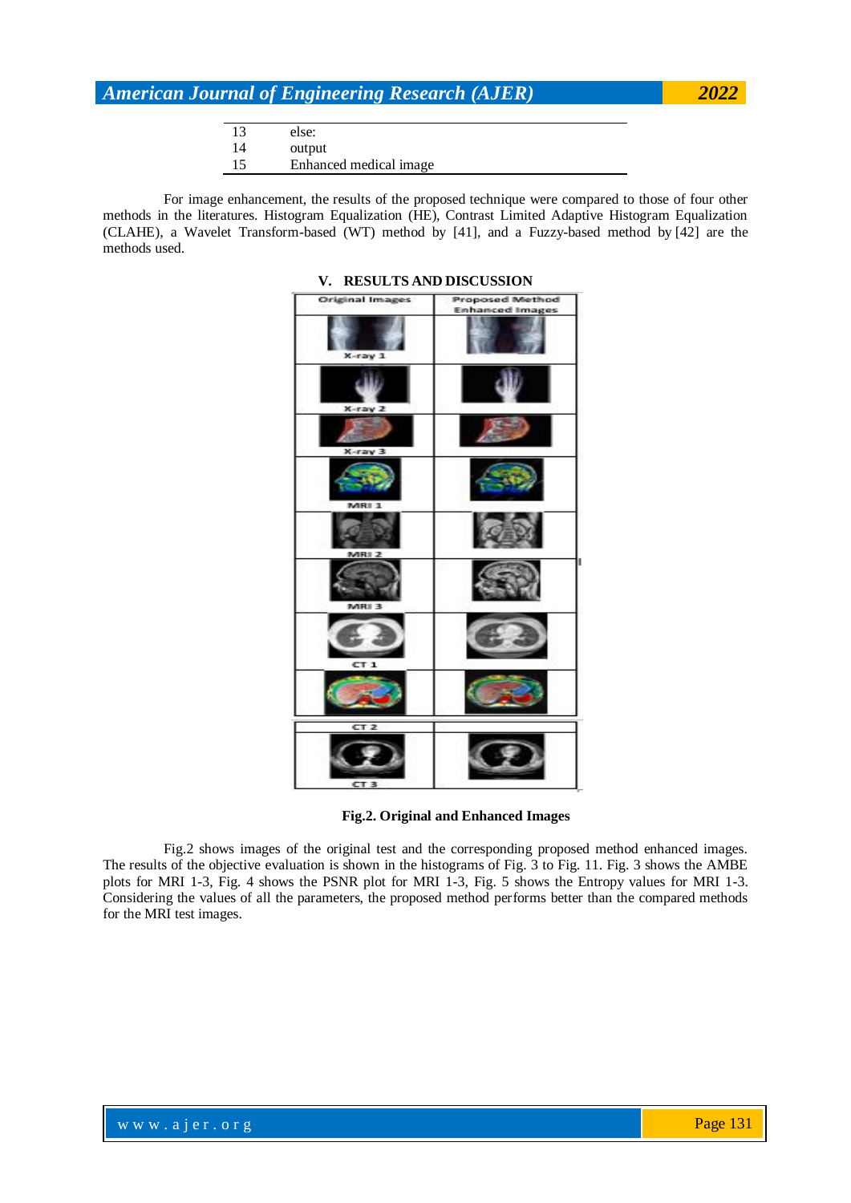| | |
|---|---|
| 13 | else: |
| 14 | output |
| 15 | Enhanced medical image |

For image enhancement, the results of the proposed technique were compared to those of four other methods in the literatures. Histogram Equalization (HE), Contrast Limited Adaptive Histogram Equalization (CLAHE), a Wavelet Transform-based (WT) method by [41], and a Fuzzy-based method by [42] are the methods used.

## V. RESULTS AND DISCUSSION

**Fig.2. Original and Enhanced Images**

Fig.2 shows images of the original test and the corresponding proposed method enhanced images. The results of the objective evaluation is shown in the histograms of Fig. 3 to Fig. 11. Fig. 3 shows the AMBE plots for MRI 1-3, Fig. 4 shows the PSNR plot for MRI 1-3, Fig. 5 shows the Entropy values for MRI 1-3. Considering the values of all the parameters, the proposed method performs better than the compared methods for the MRI test images.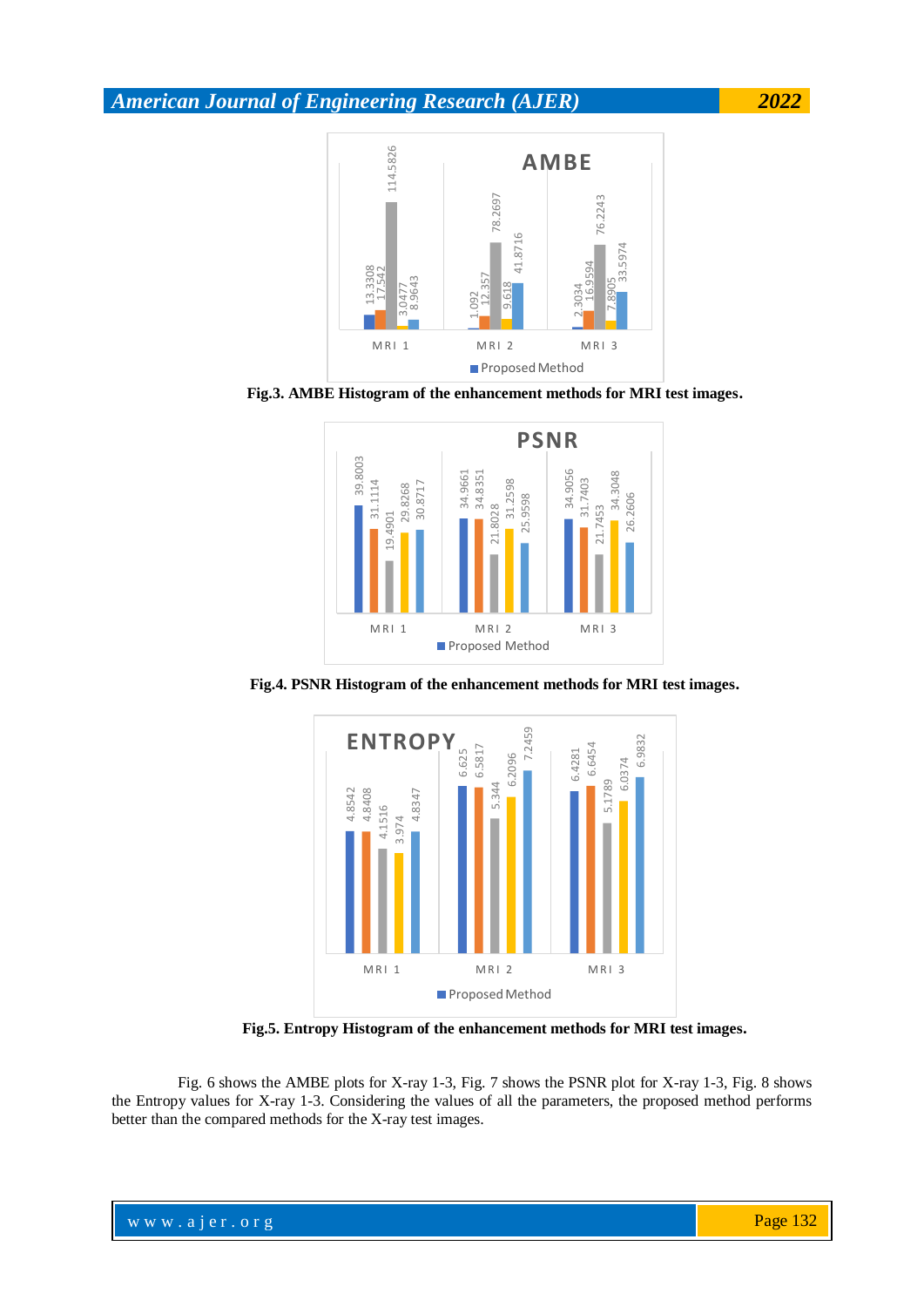**Fig.3. AMBE Histogram of the enhancement methods for MRI test images.**

**Fig.4. PSNR Histogram of the enhancement methods for MRI test images.**

**Fig.5. Entropy Histogram of the enhancement methods for MRI test images.**

Fig. 6 shows the AMBE plots for X-ray 1-3, Fig. 7 shows the PSNR plot for X-ray 1-3, Fig. 8 shows the Entropy values for X-ray 1-3. Considering the values of all the parameters, the proposed method performs better than the compared methods for the X-ray test images.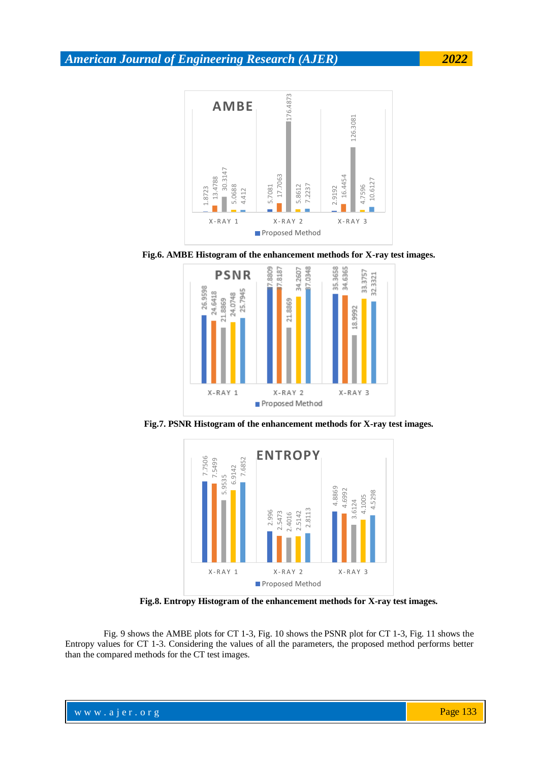**Fig.6. AMBE Histogram of the enhancement methods for X-ray test images.**

**Fig.7. PSNR Histogram of the enhancement methods for X-ray test images.**

**Fig.8. Entropy Histogram of the enhancement methods for X-ray test images.**

Fig. 9 shows the AMBE plots for CT 1-3, Fig. 10 shows the PSNR plot for CT 1-3, Fig. 11 shows the Entropy values for CT 1-3. Considering the values of all the parameters, the proposed method performs better than the compared methods for the CT test images.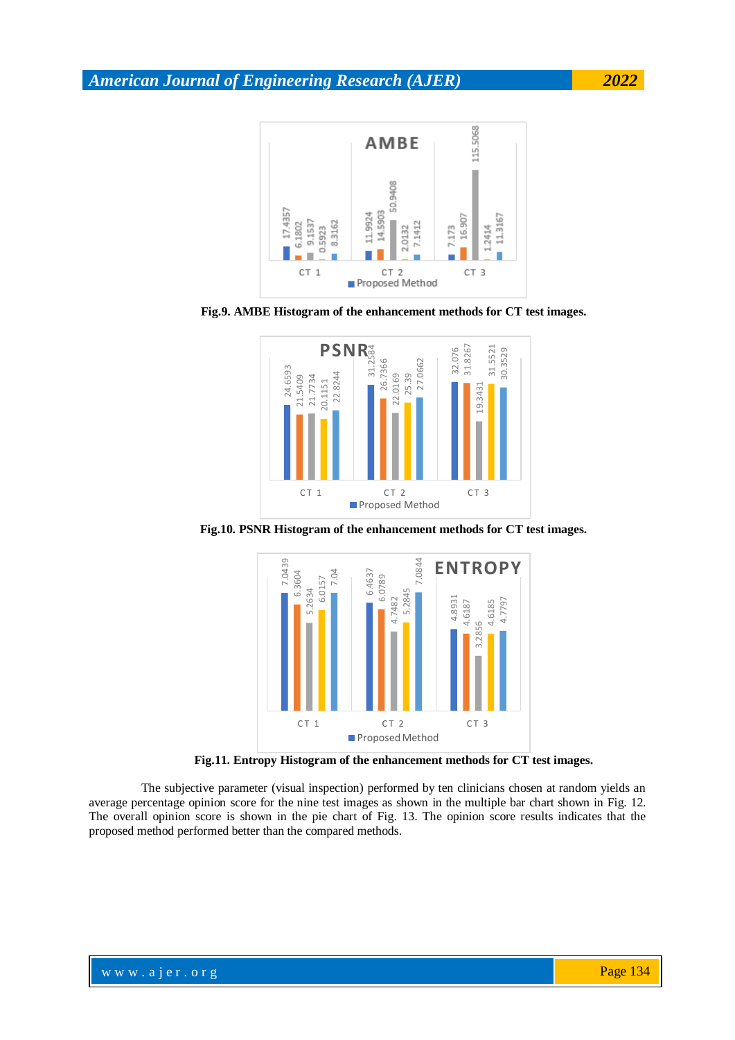**Fig.9. AMBE Histogram of the enhancement methods for CT test images.**

**Fig.10. PSNR Histogram of the enhancement methods for CT test images.**

**Fig.11. Entropy Histogram of the enhancement methods for CT test images.**

The subjective parameter (visual inspection) performed by ten clinicians chosen at random yields an average percentage opinion score for the nine test images as shown in the multiple bar chart shown in Fig. 12. The overall opinion score is shown in the pie chart of Fig. 13. The opinion score results indicates that the proposed method performed better than the compared methods.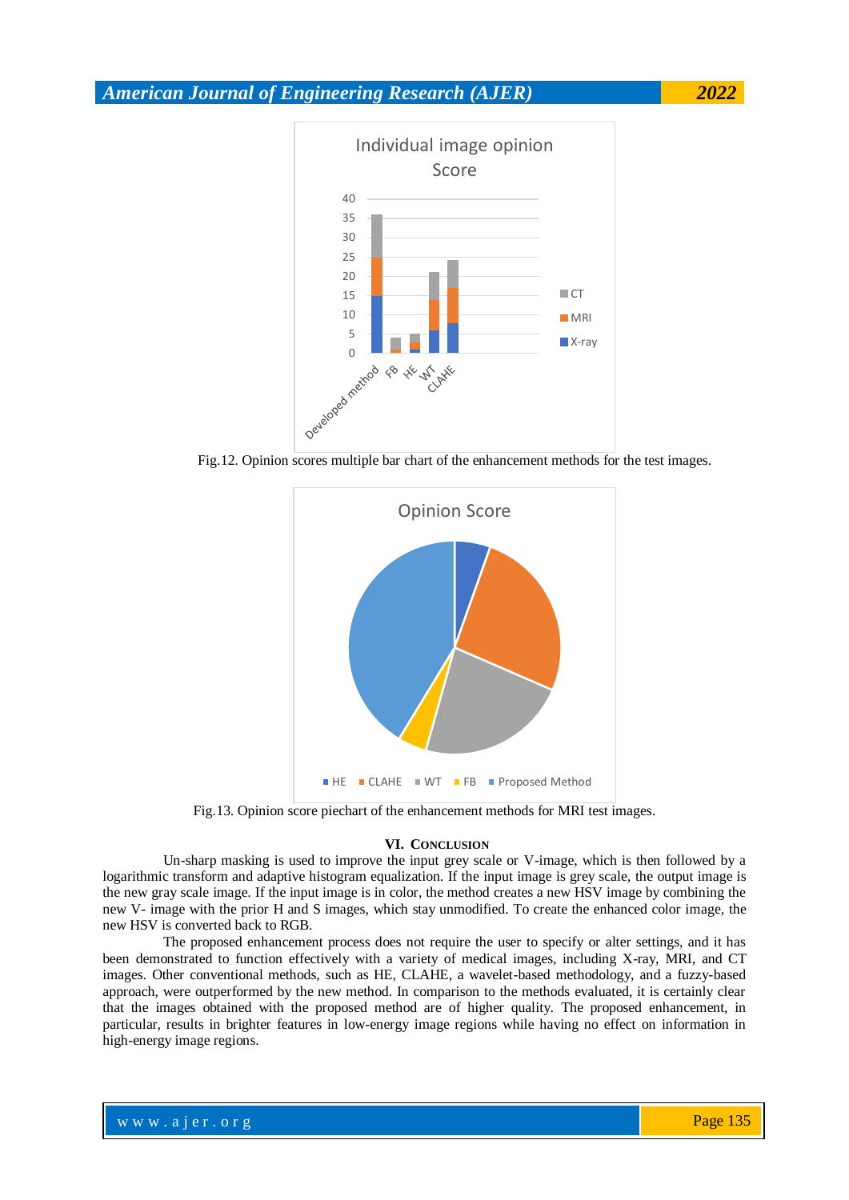Fig.12. Opinion scores multiple bar chart of the enhancement methods for the test images.

Fig.13. Opinion score piechart of the enhancement methods for MRI test images.

## VI. CONCLUSION

Un-sharp masking is used to improve the input grey scale or V-image, which is then followed by a logarithmic transform and adaptive histogram equalization. If the input image is grey scale, the output image is the new gray scale image. If the input image is in color, the method creates a new HSV image by combining the new V- image with the prior H and S images, which stay unmodified. To create the enhanced color image, the new HSV is converted back to RGB.

The proposed enhancement process does not require the user to specify or alter settings, and it has been demonstrated to function effectively with a variety of medical images, including X-ray, MRI, and CT images. Other conventional methods, such as HE, CLAHE, a wavelet-based methodology, and a fuzzy-based approach, were outperformed by the new method. In comparison to the methods evaluated, it is certainly clear that the images obtained with the proposed method are of higher quality. The proposed enhancement, in particular, results in brighter features in low-energy image regions while having no effect on information in high-energy image regions.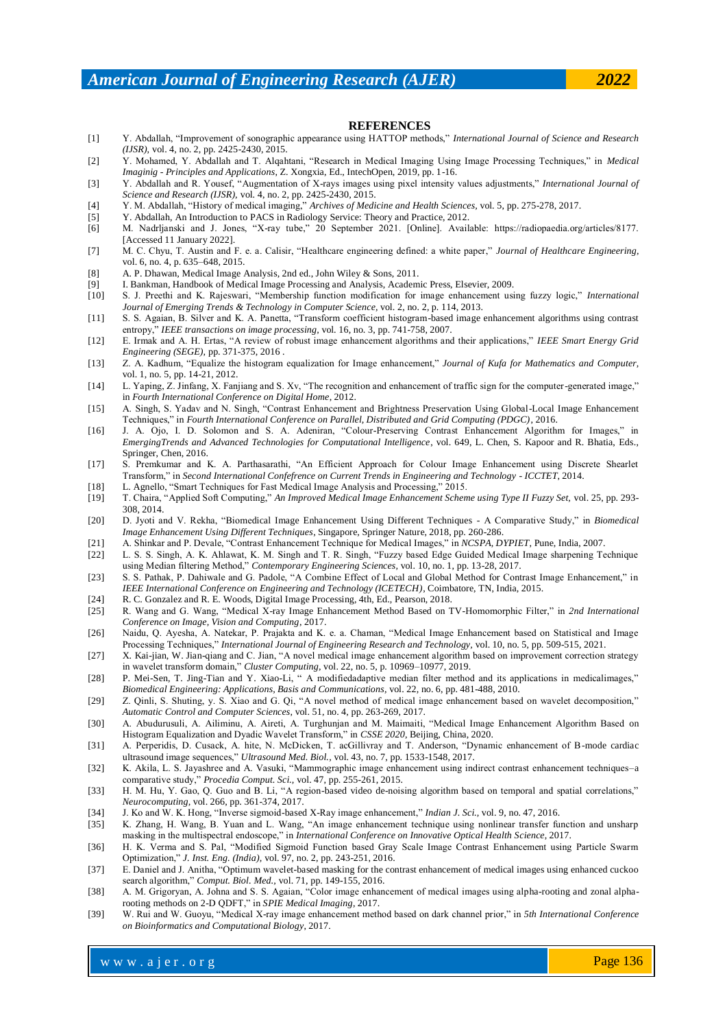## REFERENCES

[1] Y. Abdallah, "Improvement of sonographic appearance using HATTOP methods," *International Journal of Science and Research (IJSR)*, vol. 4, no. 2, pp. 2425-2430, 2015.

[2] Y. Mohamed, Y. Abdallah and T. Alqahtani, "Research in Medical Imaging Using Image Processing Techniques," in *Medical Imaginig - Principles and Applications*, Z. Xongxia, Ed., IntechOpen, 2019, pp. 1-16.

[3] Y. Abdallah and R. Yousef, "Augmentation of X-rays images using pixel intensity values adjustments," *International Journal of Science and Research (IJSR)*, vol. 4, no. 2, pp. 2425-2430, 2015.

[4] Y. M. Abdallah, "History of medical imaging," *Archives of Medicine and Health Sciences*, vol. 5, pp. 275-278, 2017.

[5] Y. Abdallah, An Introduction to PACS in Radiology Service: Theory and Practice, 2012.

[6] M. Nadrljanski and J. Jones, "X-ray tube," 20 September 2021. [Online]. Available: https://radiopaedia.org/articles/8177. [Accessed 11 January 2022].

[7] M. C. Chyu, T. Austin and F. e. a. Calisir, "Healthcare engineering defined: a white paper," *Journal of Healthcare Engineering*, vol. 6, no. 4, p. 635–648, 2015.

[8] A. P. Dhawan, Medical Image Analysis, 2nd ed., John Wiley & Sons, 2011.

[9] I. Bankman, Handbook of Medical Image Processing and Analysis, Academic Press, Elsevier, 2009.

[10] S. J. Preethi and K. Rajeswari, "Membership function modification for image enhancement using fuzzy logic," *International Journal of Emerging Trends & Technology in Computer Science*, vol. 2, no. 2, p. 114, 2013.

[11] S. S. Agaian, B. Silver and K. A. Panetta, "Transform coefficient histogram-based image enhancement algorithms using contrast entropy," *IEEE transactions on image processing*, vol. 16, no. 3, pp. 741-758, 2007.

[12] E. Irmak and A. H. Ertas, "A review of robust image enhancement algorithms and their applications," *IEEE Smart Energy Grid Engineering (SEGE)*, pp. 371-375, 2016 .

[13] Z. A. Kadhum, "Equalize the histogram equalization for Image enhancement," *Journal of Kufa for Mathematics and Computer*, vol. 1, no. 5, pp. 14-21, 2012.

[14] L. Yaping, Z. Jinfang, X. Fanjiang and S. Xv, "The recognition and enhancement of traffic sign for the computer-generated image," in *Fourth International Conference on Digital Home*, 2012.

[15] A. Singh, S. Yadav and N. Singh, "Contrast Enhancement and Brightness Preservation Using Global-Local Image Enhancement Techniques," in *Fourth International Conference on Parallel, Distributed and Grid Computing (PDGC)*, 2016.

[16] J. A. Ojo, I. D. Solomon and S. A. Adeniran, "Colour-Preserving Contrast Enhancement Algorithm for Images," in *EmergingTrends and Advanced Technologies for Computational Intelligence*, vol. 649, L. Chen, S. Kapoor and R. Bhatia, Eds., Springer, Chen, 2016.

[17] S. Premkumar and K. A. Parthasarathi, "An Efficient Approach for Colour Image Enhancement using Discrete Shearlet Transform," in *Second International Confefrence on Current Trends in Engineering and Technology - ICCTET*, 2014.

[18] L. Agnello, "Smart Techniques for Fast Medical Image Analysis and Processing," 2015.

[19] T. Chaira, "Applied Soft Computing," *An Improved Medical Image Enhancement Scheme using Type II Fuzzy Set*, vol. 25, pp. 293-308, 2014.

[20] D. Jyoti and V. Rekha, "Biomedical Image Enhancement Using Different Techniques - A Comparative Study," in *Biomedical Image Enhancement Using Different Techniques*, Singapore, Springer Nature, 2018, pp. 260-286.

[21] A. Shinkar and P. Devale, "Contrast Enhancement Technique for Medical Images," in *NCSPA, DYPIET*, Pune, India, 2007.

[22] L. S. S. Singh, A. K. Ahlawat, K. M. Singh and T. R. Singh, "Fuzzy based Edge Guided Medical Image sharpening Technique using Median filtering Method," *Contemporary Engineering Sciences*, vol. 10, no. 1, pp. 13-28, 2017.

[23] S. S. Pathak, P. Dahiwale and G. Padole, "A Combine Effect of Local and Global Method for Contrast Image Enhancement," in *IEEE International Conference on Engineering and Technology (ICETECH)*, Coimbatore, TN, India, 2015.

[24] R. C. Gonzalez and R. E. Woods, Digital Image Processing, 4th, Ed., Pearson, 2018.

[25] R. Wang and G. Wang, "Medical X-ray Image Enhancement Method Based on TV-Homomorphic Filter," in *2nd International Conference on Image, Vision and Computing*, 2017.

[26] Naidu, Q. Ayesha, A. Natekar, P. Prajakta and K. e. a. Chaman, "Medical Image Enhancement based on Statistical and Image Processing Techniques," *International Journal of Engineering Research and Technology*, vol. 10, no. 5, pp. 509-515, 2021.

[27] X. Kai-jian, W. Jian-qiang and C. Jian, "A novel medical image enhancement algorithm based on improvement correction strategy in wavelet transform domain," *Cluster Computing*, vol. 22, no. 5, p. 10969–10977, 2019.

[28] P. Mei-Sen, T. Jing-Tian and Y. Xiao-Li, " A modifiedadaptive median filter method and its applications in medicalimages," *Biomedical Engineering: Applications, Basis and Communications*, vol. 22, no. 6, pp. 481-488, 2010.

[29] Z. Qinli, S. Shuting, y. S. Xiao and G. Qi, "A novel method of medical image enhancement based on wavelet decomposition," *Automatic Control and Computer Sciences*, vol. 51, no. 4, pp. 263-269, 2017.

[30] A. Abudurusuli, A. Ailiminu, A. Aireti, A. Turghunjan and M. Maimaiti, "Medical Image Enhancement Algorithm Based on Histogram Equalization and Dyadic Wavelet Transform," in *CSSE 2020*, Beijing, China, 2020.

[31] A. Perperidis, D. Cusack, A. hite, N. McDicken, T. acGillivray and T. Anderson, "Dynamic enhancement of B-mode cardiac ultrasound image sequences," *Ultrasound Med. Biol.*, vol. 43, no. 7, pp. 1533-1548, 2017.

[32] K. Akila, L. S. Jayashree and A. Vasuki, "Mammographic image enhancement using indirect contrast enhancement techniques–a comparative study," *Procedia Comput. Sci.*, vol. 47, pp. 255-261, 2015.

[33] H. M. Hu, Y. Gao, Q. Guo and B. Li, "A region-based video de-noising algorithm based on temporal and spatial correlations," *Neurocomputing*, vol. 266, pp. 361-374, 2017.

[34] J. Ko and W. K. Hong, "Inverse sigmoid-based X-Ray image enhancement," *Indian J. Sci.*, vol. 9, no. 47, 2016.

[35] K. Zhang, H. Wang, B. Yuan and L. Wang, "An image enhancement technique using nonlinear transfer function and unsharp masking in the multispectral endoscope," in *International Conference on Innovative Optical Health Science*, 2017.

[36] H. K. Verma and S. Pal, "Modified Sigmoid Function based Gray Scale Image Contrast Enhancement using Particle Swarm Optimization," *J. Inst. Eng. (India)*, vol. 97, no. 2, pp. 243-251, 2016.

[37] E. Daniel and J. Anitha, "Optimum wavelet-based masking for the contrast enhancement of medical images using enhanced cuckoo search algorithm," *Comput. Biol. Med.*, vol. 71, pp. 149-155, 2016.

[38] A. M. Grigoryan, A. Johna and S. S. Agaian, "Color image enhancement of medical images using alpha-rooting and zonal alpha-rooting methods on 2-D QDFT," in *SPIE Medical Imaging*, 2017.

[39] W. Rui and W. Guoyu, "Medical X-ray image enhancement method based on dark channel prior," in *5th International Conference on Bioinformatics and Computational Biology*, 2017.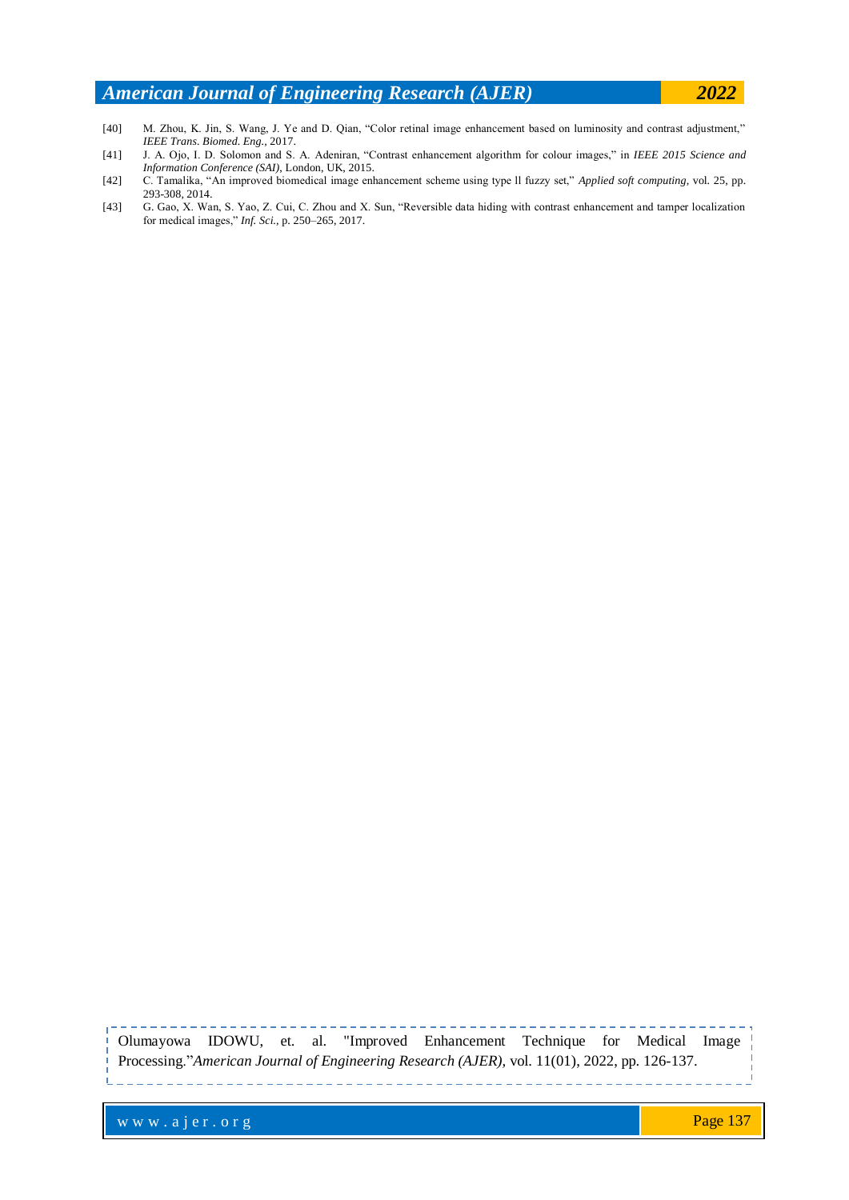[40] M. Zhou, K. Jin, S. Wang, J. Ye and D. Qian, "Color retinal image enhancement based on luminosity and contrast adjustment," *IEEE Trans. Biomed. Eng.*, 2017.

[41] J. A. Ojo, I. D. Solomon and S. A. Adeniran, "Contrast enhancement algorithm for colour images," in *IEEE 2015 Science and Information Conference (SAI)*, London, UK, 2015.

[42] C. Tamalika, "An improved biomedical image enhancement scheme using type ll fuzzy set," *Applied soft computing*, vol. 25, pp. 293-308, 2014.

[43] G. Gao, X. Wan, S. Yao, Z. Cui, C. Zhou and X. Sun, "Reversible data hiding with contrast enhancement and tamper localization for medical images," *Inf. Sci.*, p. 250–265, 2017.

Olumayowa IDOWU, et. al. "Improved Enhancement Technique for Medical Image Processing."*American Journal of Engineering Research (AJER)*, vol. 11(01), 2022, pp. 126-137.